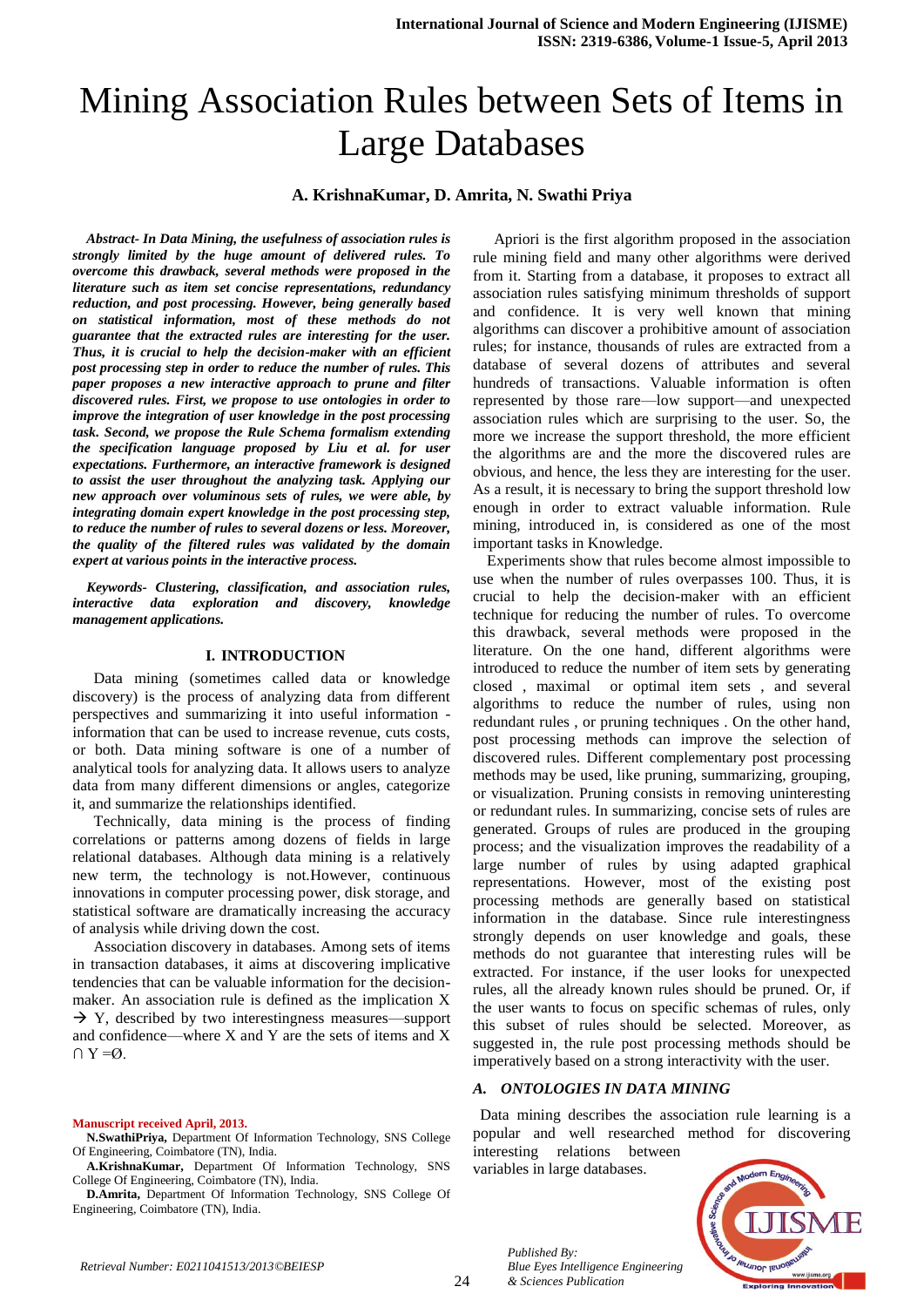# Mining Association Rules between Sets of Items in Large Databases

**A. KrishnaKumar, D. Amrita, N. Swathi Priya**

***Abstract- In Data Mining, the usefulness of association rules is strongly limited by the huge amount of delivered rules. To overcome this drawback, several methods were proposed in the literature such as item set concise representations, redundancy reduction, and post processing. However, being generally based on statistical information, most of these methods do not guarantee that the extracted rules are interesting for the user. Thus, it is crucial to help the decision-maker with an efficient post processing step in order to reduce the number of rules. This paper proposes a new interactive approach to prune and filter discovered rules. First, we propose to use ontologies in order to improve the integration of user knowledge in the post processing task. Second, we propose the Rule Schema formalism extending the specification language proposed by Liu et al. for user expectations. Furthermore, an interactive framework is designed to assist the user throughout the analyzing task. Applying our new approach over voluminous sets of rules, we were able, by integrating domain expert knowledge in the post processing step, to reduce the number of rules to several dozens or less. Moreover, the quality of the filtered rules was validated by the domain expert at various points in the interactive process.***

***Keywords- Clustering, classification, and association rules, interactive data exploration and discovery, knowledge management applications.***

## I. INTRODUCTION

Data mining (sometimes called data or knowledge discovery) is the process of analyzing data from different perspectives and summarizing it into useful information - information that can be used to increase revenue, cuts costs, or both. Data mining software is one of a number of analytical tools for analyzing data. It allows users to analyze data from many different dimensions or angles, categorize it, and summarize the relationships identified.

Technically, data mining is the process of finding correlations or patterns among dozens of fields in large relational databases. Although data mining is a relatively new term, the technology is not.However, continuous innovations in computer processing power, disk storage, and statistical software are dramatically increasing the accuracy of analysis while driving down the cost.

Association discovery in databases. Among sets of items in transaction databases, it aims at discovering implicative tendencies that can be valuable information for the decision-maker. An association rule is defined as the implication $X \rightarrow Y$, described by two interestingness measures—support and confidence—where X and Y are the sets of items and $X \cap Y = \emptyset$.

Apriori is the first algorithm proposed in the association rule mining field and many other algorithms were derived from it. Starting from a database, it proposes to extract all association rules satisfying minimum thresholds of support and confidence. It is very well known that mining algorithms can discover a prohibitive amount of association rules; for instance, thousands of rules are extracted from a database of several dozens of attributes and several hundreds of transactions. Valuable information is often represented by those rare—low support—and unexpected association rules which are surprising to the user. So, the more we increase the support threshold, the more efficient the algorithms are and the more the discovered rules are obvious, and hence, the less they are interesting for the user. As a result, it is necessary to bring the support threshold low enough in order to extract valuable information. Rule mining, introduced in, is considered as one of the most important tasks in Knowledge.

Experiments show that rules become almost impossible to use when the number of rules overpasses 100. Thus, it is crucial to help the decision-maker with an efficient technique for reducing the number of rules. To overcome this drawback, several methods were proposed in the literature. On the one hand, different algorithms were introduced to reduce the number of item sets by generating closed , maximal or optimal item sets , and several algorithms to reduce the number of rules, using non redundant rules , or pruning techniques . On the other hand, post processing methods can improve the selection of discovered rules. Different complementary post processing methods may be used, like pruning, summarizing, grouping, or visualization. Pruning consists in removing uninteresting or redundant rules. In summarizing, concise sets of rules are generated. Groups of rules are produced in the grouping process; and the visualization improves the readability of a large number of rules by using adapted graphical representations. However, most of the existing post processing methods are generally based on statistical information in the database. Since rule interestingness strongly depends on user knowledge and goals, these methods do not guarantee that interesting rules will be extracted. For instance, if the user looks for unexpected rules, all the already known rules should be pruned. Or, if the user wants to focus on specific schemas of rules, only this subset of rules should be selected. Moreover, as suggested in, the rule post processing methods should be imperatively based on a strong interactivity with the user.

### *A. ONTOLOGIES IN DATA MINING*

Data mining describes the association rule learning is a popular and well researched method for discovering interesting relations between variables in large databases.

**Manuscript received April, 2013.**

**N.SwathiPriya,** Department Of Information Technology, SNS College Of Engineering, Coimbatore (TN), India.

**A.KrishnaKumar,** Department Of Information Technology, SNS College Of Engineering, Coimbatore (TN), India.

**D.Amrita,** Department Of Information Technology, SNS College Of Engineering, Coimbatore (TN), India.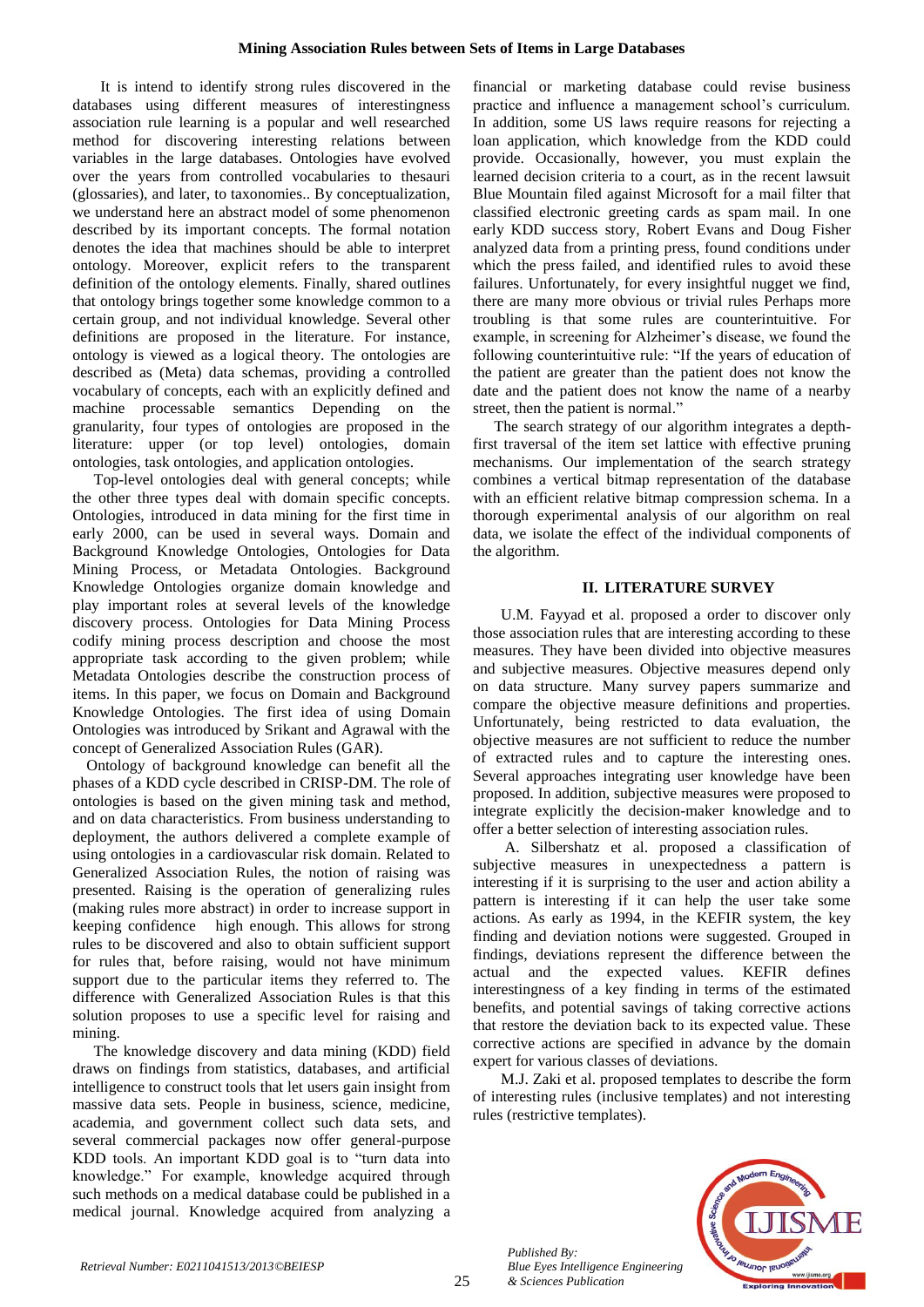It is intend to identify strong rules discovered in the databases using different measures of interestingness association rule learning is a popular and well researched method for discovering interesting relations between variables in the large databases. Ontologies have evolved over the years from controlled vocabularies to thesauri (glossaries), and later, to taxonomies.. By conceptualization, we understand here an abstract model of some phenomenon described by its important concepts. The formal notation denotes the idea that machines should be able to interpret ontology. Moreover, explicit refers to the transparent definition of the ontology elements. Finally, shared outlines that ontology brings together some knowledge common to a certain group, and not individual knowledge. Several other definitions are proposed in the literature. For instance, ontology is viewed as a logical theory. The ontologies are described as (Meta) data schemas, providing a controlled vocabulary of concepts, each with an explicitly defined and machine processable semantics Depending on the granularity, four types of ontologies are proposed in the literature: upper (or top level) ontologies, domain ontologies, task ontologies, and application ontologies.

Top-level ontologies deal with general concepts; while the other three types deal with domain specific concepts. Ontologies, introduced in data mining for the first time in early 2000, can be used in several ways. Domain and Background Knowledge Ontologies, Ontologies for Data Mining Process, or Metadata Ontologies. Background Knowledge Ontologies organize domain knowledge and play important roles at several levels of the knowledge discovery process. Ontologies for Data Mining Process codify mining process description and choose the most appropriate task according to the given problem; while Metadata Ontologies describe the construction process of items. In this paper, we focus on Domain and Background Knowledge Ontologies. The first idea of using Domain Ontologies was introduced by Srikant and Agrawal with the concept of Generalized Association Rules (GAR).

Ontology of background knowledge can benefit all the phases of a KDD cycle described in CRISP-DM. The role of ontologies is based on the given mining task and method, and on data characteristics. From business understanding to deployment, the authors delivered a complete example of using ontologies in a cardiovascular risk domain. Related to Generalized Association Rules, the notion of raising was presented. Raising is the operation of generalizing rules (making rules more abstract) in order to increase support in keeping confidence high enough. This allows for strong rules to be discovered and also to obtain sufficient support for rules that, before raising, would not have minimum support due to the particular items they referred to. The difference with Generalized Association Rules is that this solution proposes to use a specific level for raising and mining.

The knowledge discovery and data mining (KDD) field draws on findings from statistics, databases, and artificial intelligence to construct tools that let users gain insight from massive data sets. People in business, science, medicine, academia, and government collect such data sets, and several commercial packages now offer general-purpose KDD tools. An important KDD goal is to "turn data into knowledge." For example, knowledge acquired through such methods on a medical database could be published in a medical journal. Knowledge acquired from analyzing a financial or marketing database could revise business practice and influence a management school's curriculum. In addition, some US laws require reasons for rejecting a loan application, which knowledge from the KDD could provide. Occasionally, however, you must explain the learned decision criteria to a court, as in the recent lawsuit Blue Mountain filed against Microsoft for a mail filter that classified electronic greeting cards as spam mail. In one early KDD success story, Robert Evans and Doug Fisher analyzed data from a printing press, found conditions under which the press failed, and identified rules to avoid these failures. Unfortunately, for every insightful nugget we find, there are many more obvious or trivial rules Perhaps more troubling is that some rules are counterintuitive. For example, in screening for Alzheimer's disease, we found the following counterintuitive rule: "If the years of education of the patient are greater than the patient does not know the date and the patient does not know the name of a nearby street, then the patient is normal."

The search strategy of our algorithm integrates a depth-first traversal of the item set lattice with effective pruning mechanisms. Our implementation of the search strategy combines a vertical bitmap representation of the database with an efficient relative bitmap compression schema. In a thorough experimental analysis of our algorithm on real data, we isolate the effect of the individual components of the algorithm.

## II. LITERATURE SURVEY

U.M. Fayyad et al. proposed a order to discover only those association rules that are interesting according to these measures. They have been divided into objective measures and subjective measures. Objective measures depend only on data structure. Many survey papers summarize and compare the objective measure definitions and properties. Unfortunately, being restricted to data evaluation, the objective measures are not sufficient to reduce the number of extracted rules and to capture the interesting ones. Several approaches integrating user knowledge have been proposed. In addition, subjective measures were proposed to integrate explicitly the decision-maker knowledge and to offer a better selection of interesting association rules.

A. Silbershatz et al. proposed a classification of subjective measures in unexpectedness a pattern is interesting if it is surprising to the user and action ability a pattern is interesting if it can help the user take some actions. As early as 1994, in the KEFIR system, the key finding and deviation notions were suggested. Grouped in findings, deviations represent the difference between the actual and the expected values. KEFIR defines interestingness of a key finding in terms of the estimated benefits, and potential savings of taking corrective actions that restore the deviation back to its expected value. These corrective actions are specified in advance by the domain expert for various classes of deviations.

M.J. Zaki et al. proposed templates to describe the form of interesting rules (inclusive templates) and not interesting rules (restrictive templates).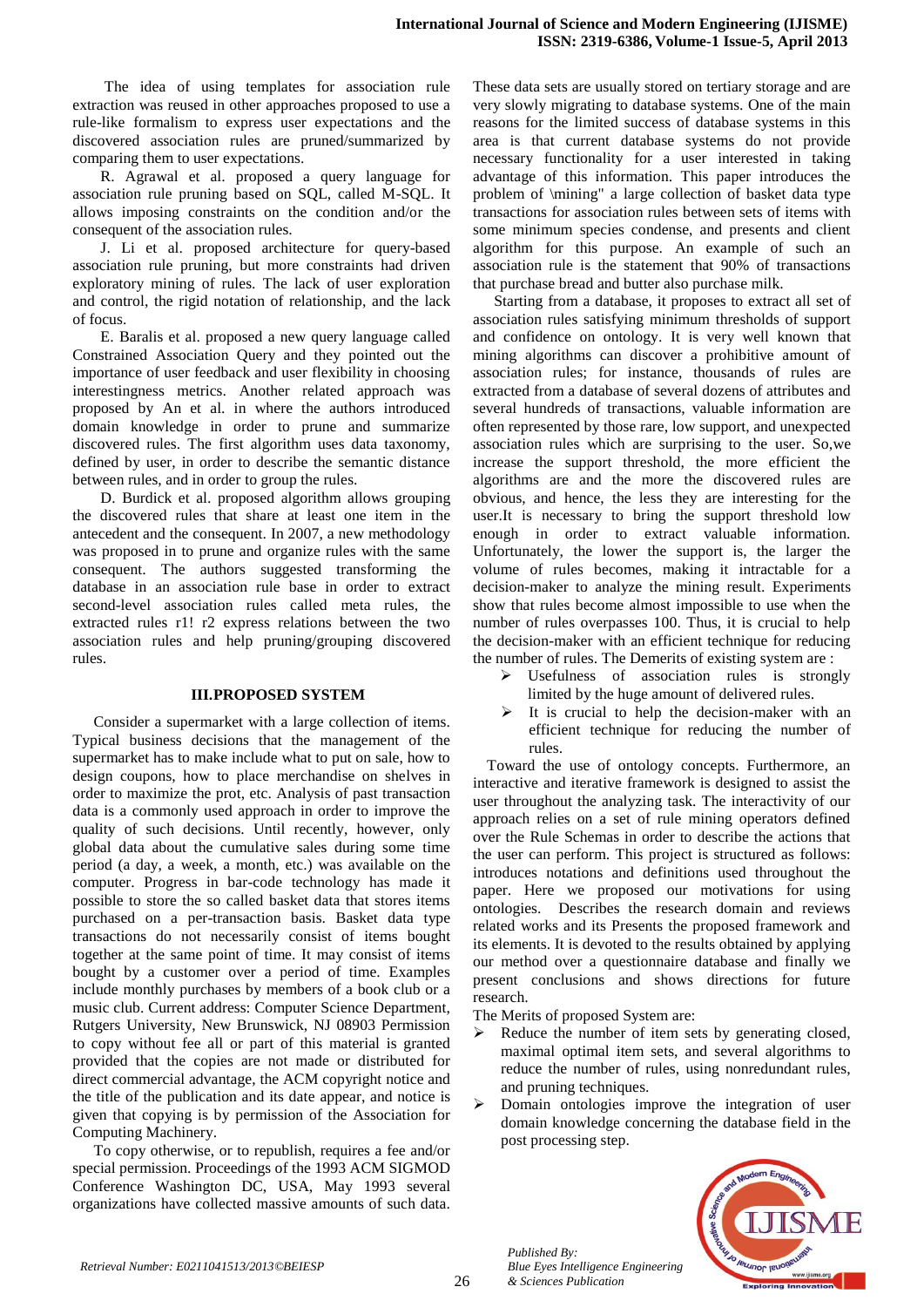The idea of using templates for association rule extraction was reused in other approaches proposed to use a rule-like formalism to express user expectations and the discovered association rules are pruned/summarized by comparing them to user expectations.

R. Agrawal et al. proposed a query language for association rule pruning based on SQL, called M-SQL. It allows imposing constraints on the condition and/or the consequent of the association rules.

J. Li et al. proposed architecture for query-based association rule pruning, but more constraints had driven exploratory mining of rules. The lack of user exploration and control, the rigid notation of relationship, and the lack of focus.

E. Baralis et al. proposed a new query language called Constrained Association Query and they pointed out the importance of user feedback and user flexibility in choosing interestingness metrics. Another related approach was proposed by An et al. in where the authors introduced domain knowledge in order to prune and summarize discovered rules. The first algorithm uses data taxonomy, defined by user, in order to describe the semantic distance between rules, and in order to group the rules.

D. Burdick et al. proposed algorithm allows grouping the discovered rules that share at least one item in the antecedent and the consequent. In 2007, a new methodology was proposed in to prune and organize rules with the same consequent. The authors suggested transforming the database in an association rule base in order to extract second-level association rules called meta rules, the extracted rules r1! r2 express relations between the two association rules and help pruning/grouping discovered rules.

## III.PROPOSED SYSTEM

Consider a supermarket with a large collection of items. Typical business decisions that the management of the supermarket has to make include what to put on sale, how to design coupons, how to place merchandise on shelves in order to maximize the prot, etc. Analysis of past transaction data is a commonly used approach in order to improve the quality of such decisions. Until recently, however, only global data about the cumulative sales during some time period (a day, a week, a month, etc.) was available on the computer. Progress in bar-code technology has made it possible to store the so called basket data that stores items purchased on a per-transaction basis. Basket data type transactions do not necessarily consist of items bought together at the same point of time. It may consist of items bought by a customer over a period of time. Examples include monthly purchases by members of a book club or a music club. Current address: Computer Science Department, Rutgers University, New Brunswick, NJ 08903 Permission to copy without fee all or part of this material is granted provided that the copies are not made or distributed for direct commercial advantage, the ACM copyright notice and the title of the publication and its date appear, and notice is given that copying is by permission of the Association for Computing Machinery.

To copy otherwise, or to republish, requires a fee and/or special permission. Proceedings of the 1993 ACM SIGMOD Conference Washington DC, USA, May 1993 several organizations have collected massive amounts of such data. These data sets are usually stored on tertiary storage and are very slowly migrating to database systems. One of the main reasons for the limited success of database systems in this area is that current database systems do not provide necessary functionality for a user interested in taking advantage of this information. This paper introduces the problem of \mining" a large collection of basket data type transactions for association rules between sets of items with some minimum species condense, and presents and client algorithm for this purpose. An example of such an association rule is the statement that 90% of transactions that purchase bread and butter also purchase milk.

Starting from a database, it proposes to extract all set of association rules satisfying minimum thresholds of support and confidence on ontology. It is very well known that mining algorithms can discover a prohibitive amount of association rules; for instance, thousands of rules are extracted from a database of several dozens of attributes and several hundreds of transactions, valuable information are often represented by those rare, low support, and unexpected association rules which are surprising to the user. So,we increase the support threshold, the more efficient the algorithms are and the more the discovered rules are obvious, and hence, the less they are interesting for the user.It is necessary to bring the support threshold low enough in order to extract valuable information. Unfortunately, the lower the support is, the larger the volume of rules becomes, making it intractable for a decision-maker to analyze the mining result. Experiments show that rules become almost impossible to use when the number of rules overpasses 100. Thus, it is crucial to help the decision-maker with an efficient technique for reducing the number of rules. The Demerits of existing system are :

- Usefulness of association rules is strongly limited by the huge amount of delivered rules.
- It is crucial to help the decision-maker with an efficient technique for reducing the number of rules.

Toward the use of ontology concepts. Furthermore, an interactive and iterative framework is designed to assist the user throughout the analyzing task. The interactivity of our approach relies on a set of rule mining operators defined over the Rule Schemas in order to describe the actions that the user can perform. This project is structured as follows: introduces notations and definitions used throughout the paper. Here we proposed our motivations for using ontologies. Describes the research domain and reviews related works and its Presents the proposed framework and its elements. It is devoted to the results obtained by applying our method over a questionnaire database and finally we present conclusions and shows directions for future research.

The Merits of proposed System are:

- Reduce the number of item sets by generating closed, maximal optimal item sets, and several algorithms to reduce the number of rules, using nonredundant rules, and pruning techniques.
- Domain ontologies improve the integration of user domain knowledge concerning the database field in the post processing step.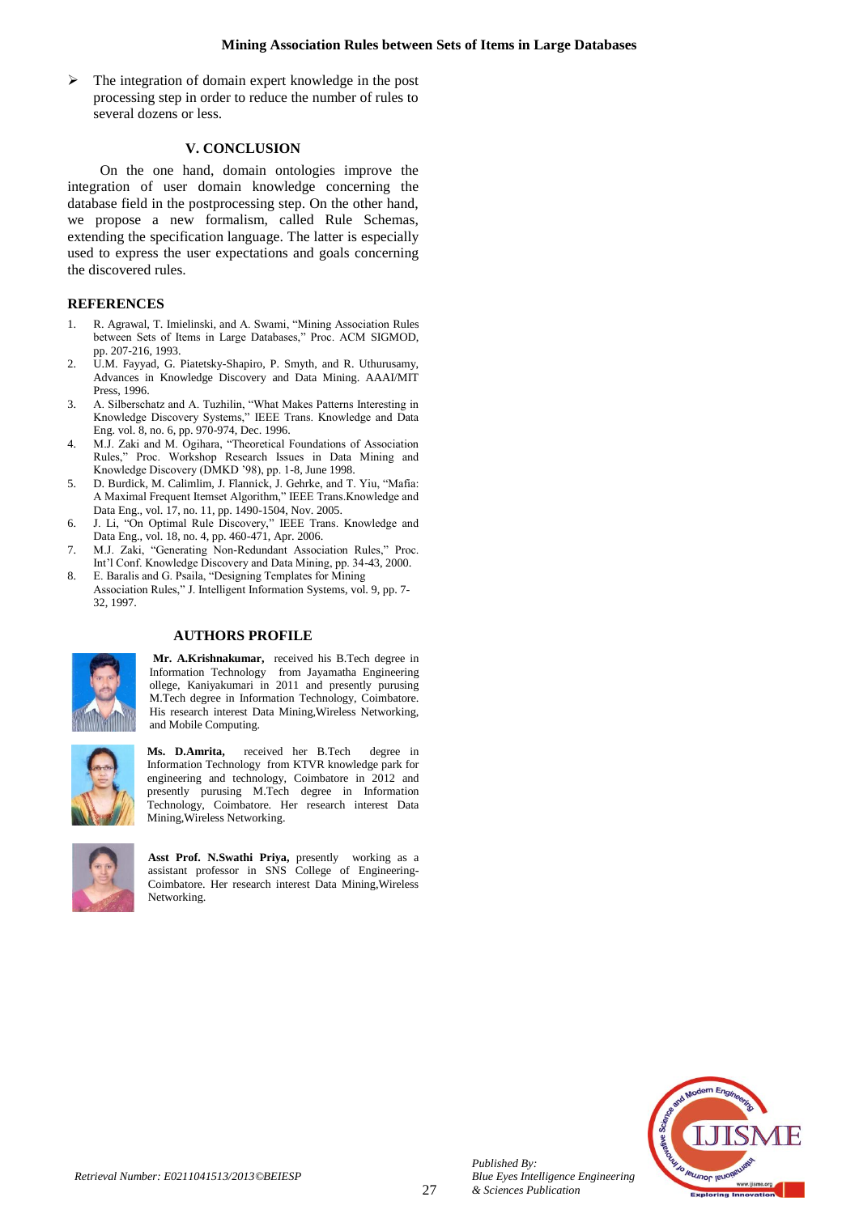- The integration of domain expert knowledge in the post processing step in order to reduce the number of rules to several dozens or less.

## V. CONCLUSION

On the one hand, domain ontologies improve the integration of user domain knowledge concerning the database field in the postprocessing step. On the other hand, we propose a new formalism, called Rule Schemas, extending the specification language. The latter is especially used to express the user expectations and goals concerning the discovered rules.

## REFERENCES

1. R. Agrawal, T. Imielinski, and A. Swami, "Mining Association Rules between Sets of Items in Large Databases," Proc. ACM SIGMOD, pp. 207-216, 1993.
2. U.M. Fayyad, G. Piatetsky-Shapiro, P. Smyth, and R. Uthurusamy, Advances in Knowledge Discovery and Data Mining. AAAI/MIT Press, 1996.
3. A. Silberschatz and A. Tuzhilin, "What Makes Patterns Interesting in Knowledge Discovery Systems," IEEE Trans. Knowledge and Data Eng. vol. 8, no. 6, pp. 970-974, Dec. 1996.
4. M.J. Zaki and M. Ogihara, "Theoretical Foundations of Association Rules," Proc. Workshop Research Issues in Data Mining and Knowledge Discovery (DMKD '98), pp. 1-8, June 1998.
5. D. Burdick, M. Calimlim, J. Flannick, J. Gehrke, and T. Yiu, "Mafia: A Maximal Frequent Itemset Algorithm," IEEE Trans.Knowledge and Data Eng., vol. 17, no. 11, pp. 1490-1504, Nov. 2005.
6. J. Li, "On Optimal Rule Discovery," IEEE Trans. Knowledge and Data Eng., vol. 18, no. 4, pp. 460-471, Apr. 2006.
7. M.J. Zaki, "Generating Non-Redundant Association Rules," Proc. Int'l Conf. Knowledge Discovery and Data Mining, pp. 34-43, 2000.
8. E. Baralis and G. Psaila, "Designing Templates for Mining Association Rules," J. Intelligent Information Systems, vol. 9, pp. 7-32, 1997.

## AUTHORS PROFILE

**Mr. A.Krishnakumar,** received his B.Tech degree in Information Technology from Jayamatha Engineering ollege, Kaniyakumari in 2011 and presently purusing M.Tech degree in Information Technology, Coimbatore. His research interest Data Mining,Wireless Networking, and Mobile Computing.

**Ms. D.Amrita,** received her B.Tech degree in Information Technology from KTVR knowledge park for engineering and technology, Coimbatore in 2012 and presently pursuing M.Tech degree in Information Technology, Coimbatore. Her research interest Data Mining,Wireless Networking.

**Asst Prof. N.Swathi Priya,** presently working as a assistant professor in SNS College of Engineering-Coimbatore. Her research interest Data Mining,Wireless Networking.